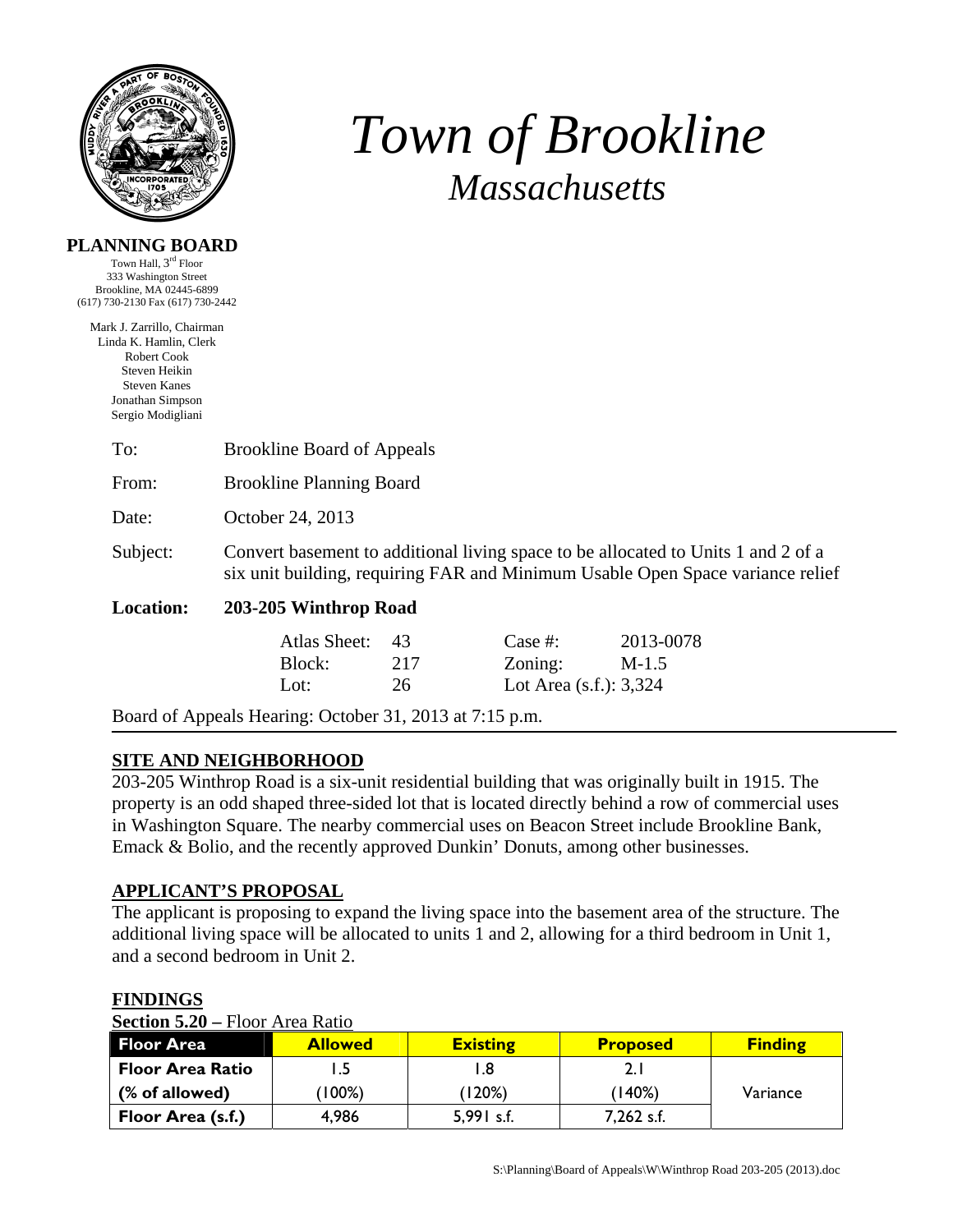# *Town of Brookline*

## *Massachusetts*

**PLANNING BOARD**

Town Hall, 3rd Floor
333 Washington Street
Brookline, MA 02445-6899
(617) 730-2130 Fax (617) 730-2442

Mark J. Zarrillo, Chairman
Linda K. Hamlin, Clerk
Robert Cook
Steven Heikin
Steven Kanes
Jonathan Simpson
Sergio Modigliani

To: Brookline Board of Appeals

From: Brookline Planning Board

Date: October 24, 2013

Subject: Convert basement to additional living space to be allocated to Units 1 and 2 of a six unit building, requiring FAR and Minimum Usable Open Space variance relief

**Location: 203-205 Winthrop Road**

| | | | |
|---|---|---|---|
| Atlas Sheet: | 43 | Case #: | 2013-0078 |
| Block: | 217 | Zoning: | M-1.5 |
| Lot: | 26 | Lot Area (s.f.): | 3,324 |

Board of Appeals Hearing: October 31, 2013 at 7:15 p.m.

## SITE AND NEIGHBORHOOD

203-205 Winthrop Road is a six-unit residential building that was originally built in 1915. The property is an odd shaped three-sided lot that is located directly behind a row of commercial uses in Washington Square. The nearby commercial uses on Beacon Street include Brookline Bank, Emack & Bolio, and the recently approved Dunkin' Donuts, among other businesses.

## APPLICANT'S PROPOSAL

The applicant is proposing to expand the living space into the basement area of the structure. The additional living space will be allocated to units 1 and 2, allowing for a third bedroom in Unit 1, and a second bedroom in Unit 2.

## FINDINGS

**Section 5.20 –** Floor Area Ratio

| Floor Area | Allowed | Existing | Proposed | Finding |
|---|---|---|---|---|
| Floor Area Ratio | 1.5 | 1.8 | 2.1 | |
| (% of allowed) | (100%) | (120%) | (140%) | Variance |
| Floor Area (s.f.) | 4,986 | 5,991 s.f. | 7,262 s.f. | |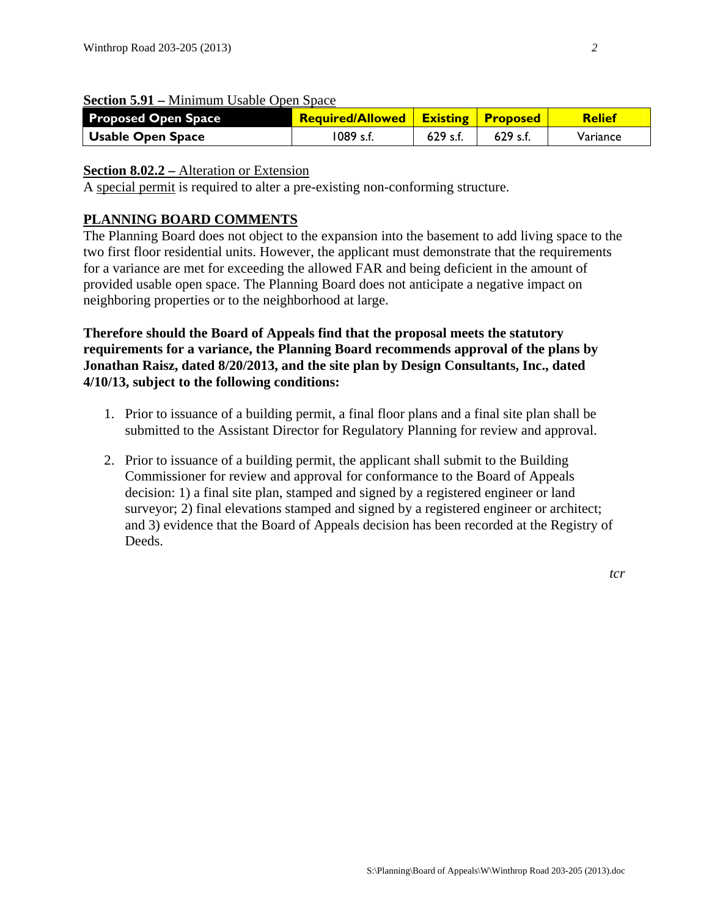**Section 5.91 –** Minimum Usable Open Space

| Proposed Open Space | Required/Allowed | Existing | Proposed | Relief |
|---|---|---|---|---|
| Usable Open Space | 1089 s.f. | 629 s.f. | 629 s.f. | Variance |

**Section 8.02.2 –** Alteration or Extension

A special permit is required to alter a pre-existing non-conforming structure.

**PLANNING BOARD COMMENTS**

The Planning Board does not object to the expansion into the basement to add living space to the two first floor residential units. However, the applicant must demonstrate that the requirements for a variance are met for exceeding the allowed FAR and being deficient in the amount of provided usable open space. The Planning Board does not anticipate a negative impact on neighboring properties or to the neighborhood at large.

**Therefore should the Board of Appeals find that the proposal meets the statutory requirements for a variance, the Planning Board recommends approval of the plans by Jonathan Raisz, dated 8/20/2013, and the site plan by Design Consultants, Inc., dated 4/10/13, subject to the following conditions:**

1. Prior to issuance of a building permit, a final floor plans and a final site plan shall be submitted to the Assistant Director for Regulatory Planning for review and approval.

2. Prior to issuance of a building permit, the applicant shall submit to the Building Commissioner for review and approval for conformance to the Board of Appeals decision: 1) a final site plan, stamped and signed by a registered engineer or land surveyor; 2) final elevations stamped and signed by a registered engineer or architect; and 3) evidence that the Board of Appeals decision has been recorded at the Registry of Deeds.

*tcr*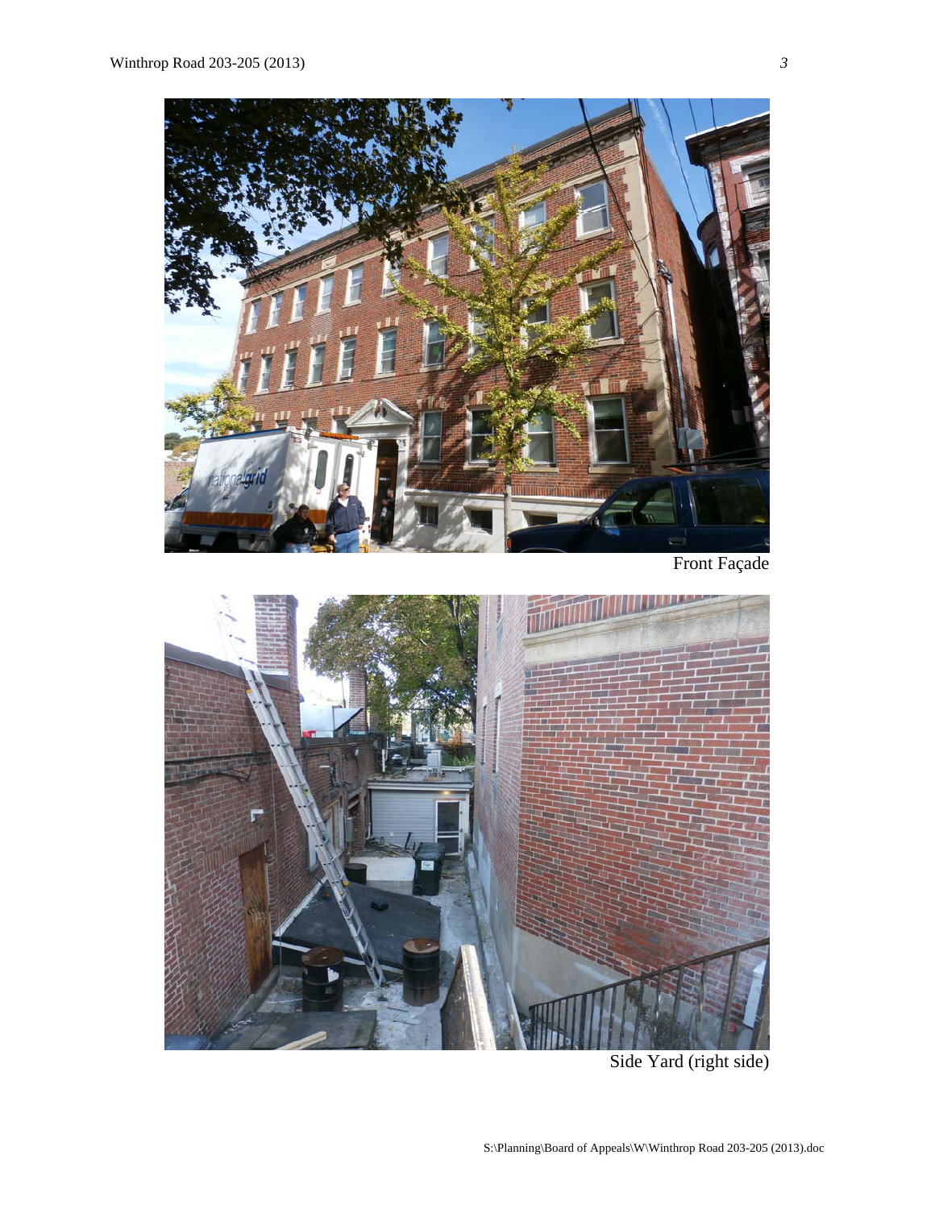Front Façade

Side Yard (right side)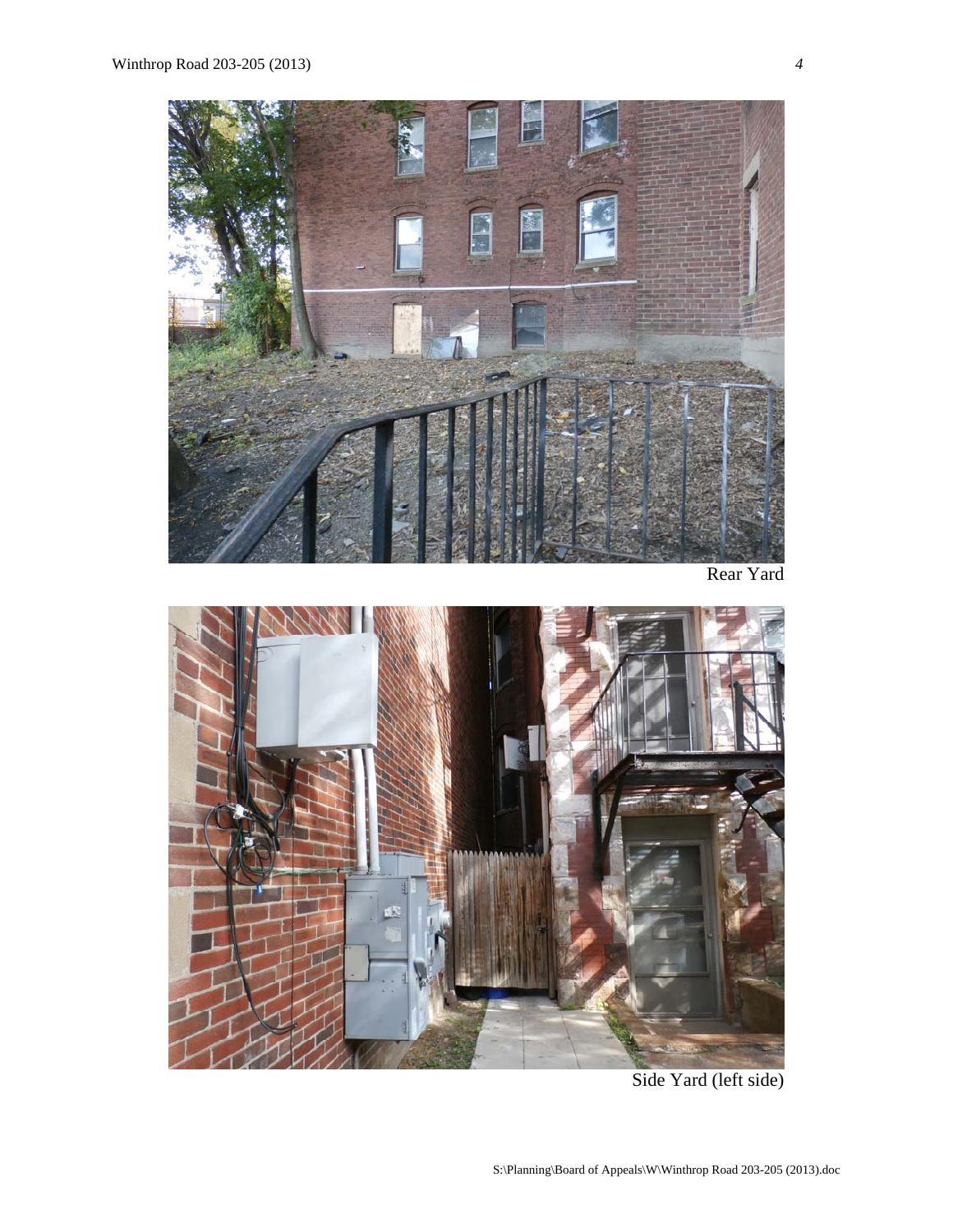Rear Yard

Side Yard (left side)